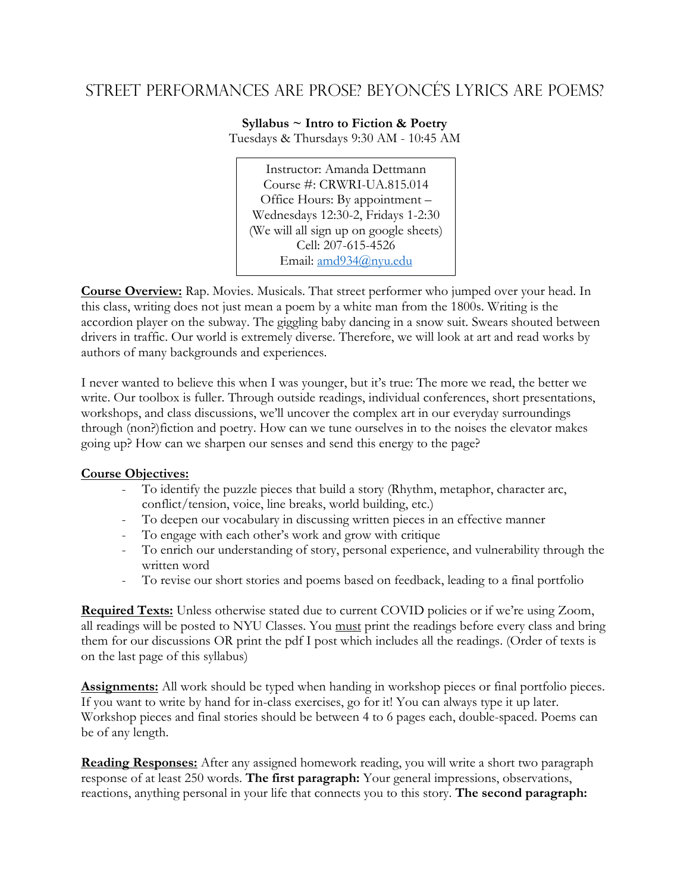# Street Performances are Prose? Beyoncé's Lyrics are Poems?

**Syllabus ~ Intro to Fiction & Poetry**
Tuesdays & Thursdays 9:30 AM - 10:45 AM

Instructor: Amanda Dettmann
Course #: CRWRI-UA.815.014
Office Hours: By appointment –
Wednesdays 12:30-2, Fridays 1-2:30
(We will all sign up on google sheets)
Cell: 207-615-4526
Email: amd934@nyu.edu

**Course Overview:** Rap. Movies. Musicals. That street performer who jumped over your head. In this class, writing does not just mean a poem by a white man from the 1800s. Writing is the accordion player on the subway. The giggling baby dancing in a snow suit. Swears shouted between drivers in traffic. Our world is extremely diverse. Therefore, we will look at art and read works by authors of many backgrounds and experiences.

I never wanted to believe this when I was younger, but it's true: The more we read, the better we write. Our toolbox is fuller. Through outside readings, individual conferences, short presentations, workshops, and class discussions, we'll uncover the complex art in our everyday surroundings through (non?)fiction and poetry. How can we tune ourselves in to the noises the elevator makes going up? How can we sharpen our senses and send this energy to the page?

**Course Objectives:**

- To identify the puzzle pieces that build a story (Rhythm, metaphor, character arc, conflict/tension, voice, line breaks, world building, etc.)
- To deepen our vocabulary in discussing written pieces in an effective manner
- To engage with each other's work and grow with critique
- To enrich our understanding of story, personal experience, and vulnerability through the written word
- To revise our short stories and poems based on feedback, leading to a final portfolio

**Required Texts:** Unless otherwise stated due to current COVID policies or if we're using Zoom, all readings will be posted to NYU Classes. You must print the readings before every class and bring them for our discussions OR print the pdf I post which includes all the readings. (Order of texts is on the last page of this syllabus)

**Assignments:** All work should be typed when handing in workshop pieces or final portfolio pieces. If you want to write by hand for in-class exercises, go for it! You can always type it up later. Workshop pieces and final stories should be between 4 to 6 pages each, double-spaced. Poems can be of any length.

**Reading Responses:** After any assigned homework reading, you will write a short two paragraph response of at least 250 words. **The first paragraph:** Your general impressions, observations, reactions, anything personal in your life that connects you to this story. **The second paragraph:**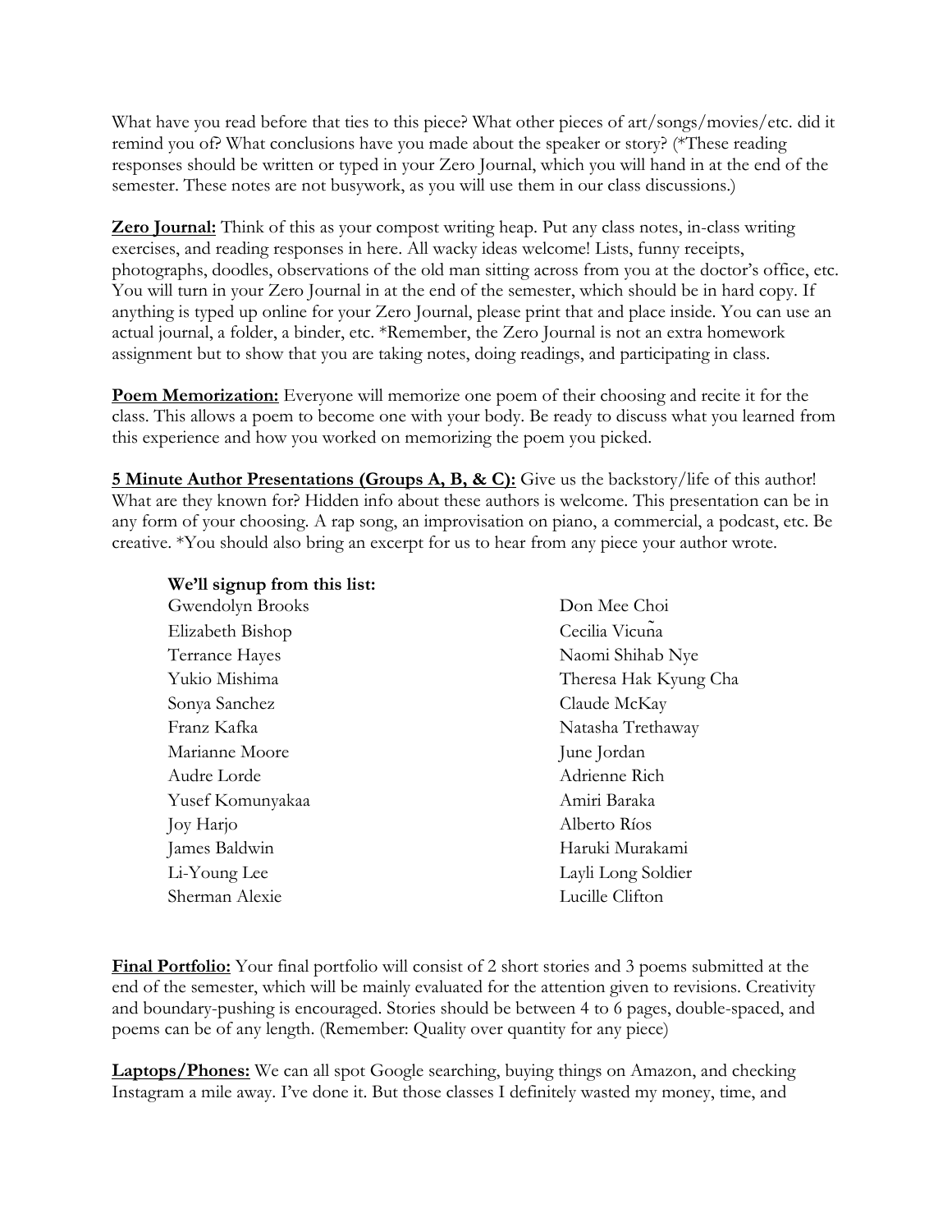What have you read before that ties to this piece? What other pieces of art/songs/movies/etc. did it remind you of? What conclusions have you made about the speaker or story? (*These reading responses should be written or typed in your Zero Journal, which you will hand in at the end of the semester. These notes are not busywork, as you will use them in our class discussions.)

**Zero Journal:** Think of this as your compost writing heap. Put any class notes, in-class writing exercises, and reading responses in here. All wacky ideas welcome! Lists, funny receipts, photographs, doodles, observations of the old man sitting across from you at the doctor's office, etc. You will turn in your Zero Journal in at the end of the semester, which should be in hard copy. If anything is typed up online for your Zero Journal, please print that and place inside. You can use an actual journal, a folder, a binder, etc. *Remember, the Zero Journal is not an extra homework assignment but to show that you are taking notes, doing readings, and participating in class.

**Poem Memorization:** Everyone will memorize one poem of their choosing and recite it for the class. This allows a poem to become one with your body. Be ready to discuss what you learned from this experience and how you worked on memorizing the poem you picked.

**5 Minute Author Presentations (Groups A, B, & C):** Give us the backstory/life of this author! What are they known for? Hidden info about these authors is welcome. This presentation can be in any form of your choosing. A rap song, an improvisation on piano, a commercial, a podcast, etc. Be creative. *You should also bring an excerpt for us to hear from any piece your author wrote.

**We'll signup from this list:**

- Gwendolyn Brooks
- Elizabeth Bishop
- Terrance Hayes
- Yukio Mishima
- Sonya Sanchez
- Franz Kafka
- Marianne Moore
- Audre Lorde
- Yusef Komunyakaa
- Joy Harjo
- James Baldwin
- Li-Young Lee
- Sherman Alexie
- Don Mee Choi
- Cecilia Vicuña
- Naomi Shihab Nye
- Theresa Hak Kyung Cha
- Claude McKay
- Natasha Trethaway
- June Jordan
- Adrienne Rich
- Amiri Baraka
- Alberto Ríos
- Haruki Murakami
- Layli Long Soldier
- Lucille Clifton

**Final Portfolio:** Your final portfolio will consist of 2 short stories and 3 poems submitted at the end of the semester, which will be mainly evaluated for the attention given to revisions. Creativity and boundary-pushing is encouraged. Stories should be between 4 to 6 pages, double-spaced, and poems can be of any length. (Remember: Quality over quantity for any piece)

**Laptops/Phones:** We can all spot Google searching, buying things on Amazon, and checking Instagram a mile away. I've done it. But those classes I definitely wasted my money, time, and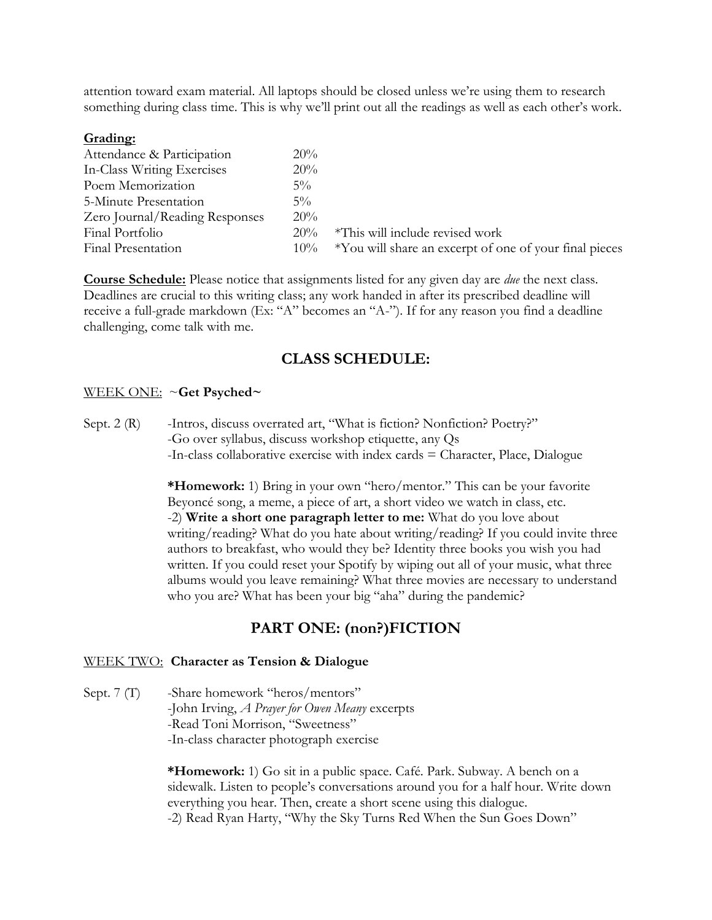attention toward exam material. All laptops should be closed unless we're using them to research something during class time. This is why we'll print out all the readings as well as each other's work.

**Grading:**

| | | |
|---|---|---|
| Attendance & Participation | 20% | |
| In-Class Writing Exercises | 20% | |
| Poem Memorization | 5% | |
| 5-Minute Presentation | 5% | |
| Zero Journal/Reading Responses | 20% | |
| Final Portfolio | 20% | *This will include revised work |
| Final Presentation | 10% | *You will share an excerpt of one of your final pieces |

**Course Schedule:** Please notice that assignments listed for any given day are *due* the next class. Deadlines are crucial to this writing class; any work handed in after its prescribed deadline will receive a full-grade markdown (Ex: "A" becomes an "A-"). If for any reason you find a deadline challenging, come talk with me.

## CLASS SCHEDULE:

WEEK ONE: ~**Get Psyched~**

Sept. 2 (R) -Intros, discuss overrated art, "What is fiction? Nonfiction? Poetry?"
-Go over syllabus, discuss workshop etiquette, any Qs
-In-class collaborative exercise with index cards = Character, Place, Dialogue

**\*Homework:** 1) Bring in your own "hero/mentor." This can be your favorite Beyoncé song, a meme, a piece of art, a short video we watch in class, etc.
-2) **Write a short one paragraph letter to me:** What do you love about writing/reading? What do you hate about writing/reading? If you could invite three authors to breakfast, who would they be? Identity three books you wish you had written. If you could reset your Spotify by wiping out all of your music, what three albums would you leave remaining? What three movies are necessary to understand who you are? What has been your big "aha" during the pandemic?

## PART ONE: (non?)FICTION

WEEK TWO: **Character as Tension & Dialogue**

Sept. 7 (T) -Share homework "heros/mentors"
-John Irving, *A Prayer for Owen Meany* excerpts
-Read Toni Morrison, "Sweetness"
-In-class character photograph exercise

**\*Homework:** 1) Go sit in a public space. Café. Park. Subway. A bench on a sidewalk. Listen to people's conversations around you for a half hour. Write down everything you hear. Then, create a short scene using this dialogue.
-2) Read Ryan Harty, "Why the Sky Turns Red When the Sun Goes Down"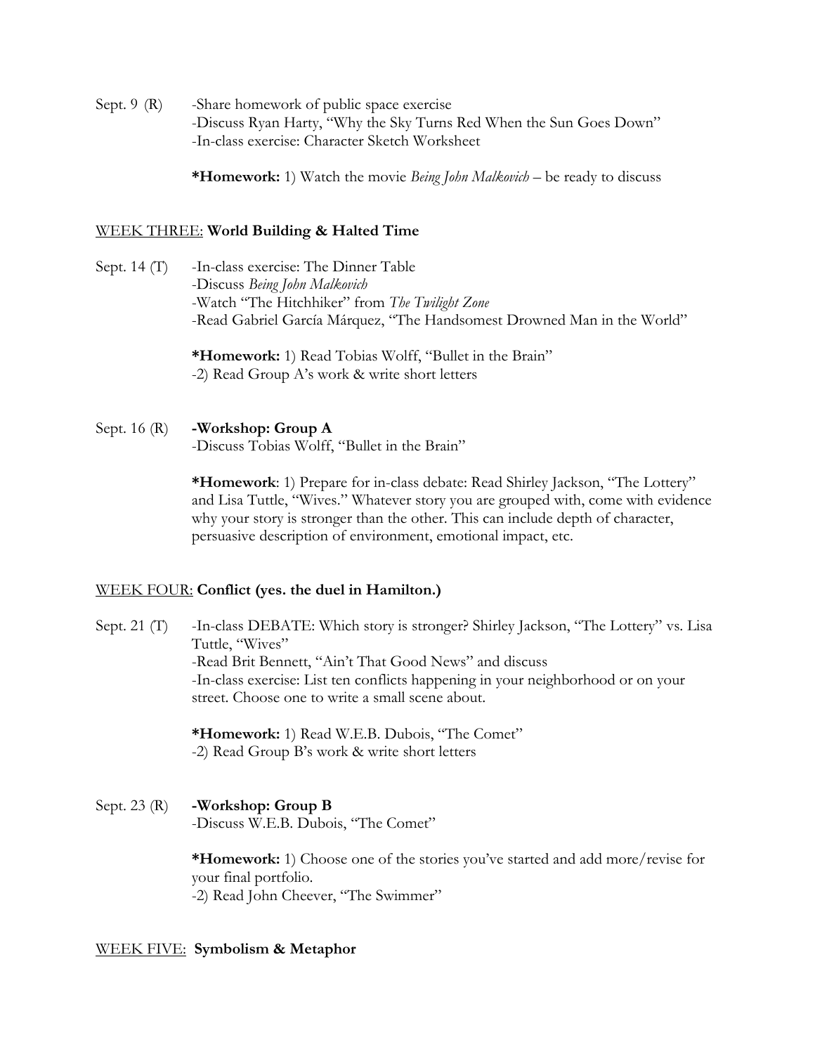Sept. 9 (R) -Share homework of public space exercise
-Discuss Ryan Harty, "Why the Sky Turns Red When the Sun Goes Down"
-In-class exercise: Character Sketch Worksheet

**\*Homework:** 1) Watch the movie *Being John Malkovich* – be ready to discuss

## WEEK THREE: **World Building & Halted Time**

Sept. 14 (T) -In-class exercise: The Dinner Table
-Discuss *Being John Malkovich*
-Watch "The Hitchhiker" from *The Twilight Zone*
-Read Gabriel García Márquez, "The Handsomest Drowned Man in the World"

**\*Homework:** 1) Read Tobias Wolff, "Bullet in the Brain"
-2) Read Group A's work & write short letters

Sept. 16 (R) **-Workshop: Group A**
-Discuss Tobias Wolff, "Bullet in the Brain"

**\*Homework**: 1) Prepare for in-class debate: Read Shirley Jackson, "The Lottery" and Lisa Tuttle, "Wives." Whatever story you are grouped with, come with evidence why your story is stronger than the other. This can include depth of character, persuasive description of environment, emotional impact, etc.

## WEEK FOUR: **Conflict (yes. the duel in Hamilton.)**

Sept. 21 (T) -In-class DEBATE: Which story is stronger? Shirley Jackson, "The Lottery" vs. Lisa Tuttle, "Wives"
-Read Brit Bennett, "Ain't That Good News" and discuss
-In-class exercise: List ten conflicts happening in your neighborhood or on your street. Choose one to write a small scene about.

**\*Homework:** 1) Read W.E.B. Dubois, "The Comet"
-2) Read Group B's work & write short letters

Sept. 23 (R) **-Workshop: Group B**
-Discuss W.E.B. Dubois, "The Comet"

**\*Homework:** 1) Choose one of the stories you've started and add more/revise for your final portfolio.
-2) Read John Cheever, "The Swimmer"

## WEEK FIVE: **Symbolism & Metaphor**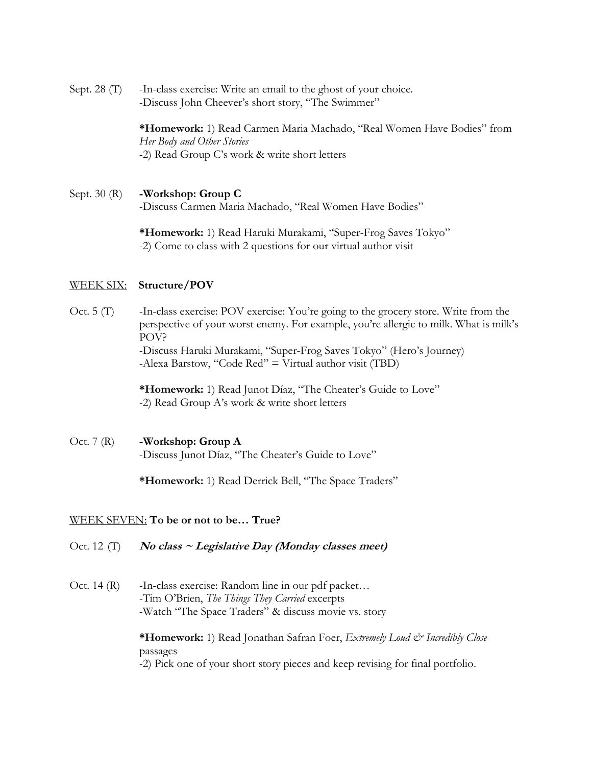Sept. 28 (T) -In-class exercise: Write an email to the ghost of your choice.
-Discuss John Cheever's short story, "The Swimmer"

**\*Homework:** 1) Read Carmen Maria Machado, "Real Women Have Bodies" from *Her Body and Other Stories*
-2) Read Group C's work & write short letters

Sept. 30 (R) **-Workshop: Group C**
-Discuss Carmen Maria Machado, "Real Women Have Bodies"

**\*Homework:** 1) Read Haruki Murakami, "Super-Frog Saves Tokyo"
-2) Come to class with 2 questions for our virtual author visit

## <u>WEEK SIX:</u> Structure/POV

Oct. 5 (T) -In-class exercise: POV exercise: You're going to the grocery store. Write from the perspective of your worst enemy. For example, you're allergic to milk. What is milk's POV?
-Discuss Haruki Murakami, "Super-Frog Saves Tokyo" (Hero's Journey)
-Alexa Barstow, "Code Red" = Virtual author visit (TBD)

**\*Homework:** 1) Read Junot Díaz, "The Cheater's Guide to Love"
-2) Read Group A's work & write short letters

Oct. 7 (R) **-Workshop: Group A**
-Discuss Junot Díaz, "The Cheater's Guide to Love"

**\*Homework:** 1) Read Derrick Bell, "The Space Traders"

## <u>WEEK SEVEN:</u> To be or not to be… True?

Oct. 12 (T) ***No class ~ Legislative Day (Monday classes meet)***

Oct. 14 (R) -In-class exercise: Random line in our pdf packet…
-Tim O'Brien, *The Things They Carried* excerpts
-Watch "The Space Traders" & discuss movie vs. story

**\*Homework:** 1) Read Jonathan Safran Foer, *Extremely Loud & Incredibly Close* passages
-2) Pick one of your short story pieces and keep revising for final portfolio.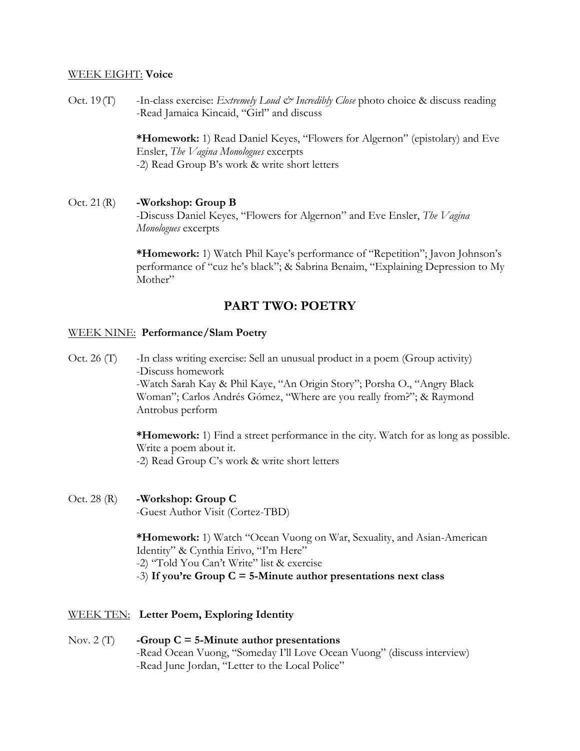<u>WEEK EIGHT:</u> **Voice**

Oct. 19 (T) -In-class exercise: *Extremely Loud & Incredibly Close* photo choice & discuss reading
-Read Jamaica Kincaid, "Girl" and discuss

**\*Homework:** 1) Read Daniel Keyes, "Flowers for Algernon" (epistolary) and Eve Ensler, *The Vagina Monologues* excerpts
-2) Read Group B's work & write short letters

Oct. 21 (R) **-Workshop: Group B**
-Discuss Daniel Keyes, "Flowers for Algernon" and Eve Ensler, *The Vagina Monologues* excerpts

**\*Homework:** 1) Watch Phil Kaye's performance of "Repetition"; Javon Johnson's performance of "cuz he's black"; & Sabrina Benaim, "Explaining Depression to My Mother"

## PART TWO: POETRY

<u>WEEK NINE:</u> **Performance/Slam Poetry**

Oct. 26 (T) -In class writing exercise: Sell an unusual product in a poem (Group activity)
-Discuss homework
-Watch Sarah Kay & Phil Kaye, "An Origin Story"; Porsha O., "Angry Black Woman"; Carlos Andrés Gómez, "Where are you really from?"; & Raymond Antrobus perform

**\*Homework:** 1) Find a street performance in the city. Watch for as long as possible. Write a poem about it.
-2) Read Group C's work & write short letters

Oct. 28 (R) **-Workshop: Group C**
-Guest Author Visit (Cortez-TBD)

**\*Homework:** 1) Watch "Ocean Vuong on War, Sexuality, and Asian-American Identity" & Cynthia Erivo, "I'm Here"
-2) "Told You Can't Write" list & exercise
-3) **If you're Group C = 5-Minute author presentations next class**

<u>WEEK TEN:</u> **Letter Poem, Exploring Identity**

Nov. 2 (T) **-Group C = 5-Minute author presentations**
-Read Ocean Vuong, "Someday I'll Love Ocean Vuong" (discuss interview)
-Read June Jordan, "Letter to the Local Police"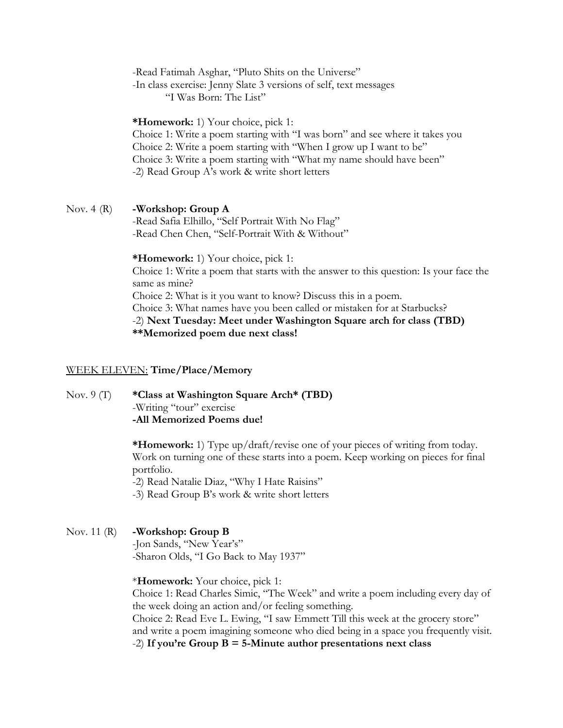-Read Fatimah Asghar, "Pluto Shits on the Universe"
-In class exercise: Jenny Slate 3 versions of self, text messages
"I Was Born: The List"

**\*Homework:** 1) Your choice, pick 1:
Choice 1: Write a poem starting with "I was born" and see where it takes you
Choice 2: Write a poem starting with "When I grow up I want to be"
Choice 3: Write a poem starting with "What my name should have been"
-2) Read Group A's work & write short letters

Nov. 4 (R) **-Workshop: Group A**
-Read Safia Elhillo, "Self Portrait With No Flag"
-Read Chen Chen, "Self-Portrait With & Without"

**\*Homework:** 1) Your choice, pick 1:
Choice 1: Write a poem that starts with the answer to this question: Is your face the same as mine?
Choice 2: What is it you want to know? Discuss this in a poem.
Choice 3: What names have you been called or mistaken for at Starbucks?
-2) **Next Tuesday: Meet under Washington Square arch for class (TBD)**
**\*\*Memorized poem due next class!**

<u>WEEK ELEVEN:</u> **Time/Place/Memory**

Nov. 9 (T) **\*Class at Washington Square Arch\* (TBD)**
-Writing "tour" exercise
**-All Memorized Poems due!**

**\*Homework:** 1) Type up/draft/revise one of your pieces of writing from today. Work on turning one of these starts into a poem. Keep working on pieces for final portfolio.
-2) Read Natalie Diaz, "Why I Hate Raisins"
-3) Read Group B's work & write short letters

Nov. 11 (R) **-Workshop: Group B**
-Jon Sands, "New Year's"
-Sharon Olds, "I Go Back to May 1937"

\***Homework:** Your choice, pick 1:
Choice 1: Read Charles Simic, "The Week" and write a poem including every day of the week doing an action and/or feeling something.
Choice 2: Read Eve L. Ewing, "I saw Emmett Till this week at the grocery store" and write a poem imagining someone who died being in a space you frequently visit.
-2) **If you're Group B = 5-Minute author presentations next class**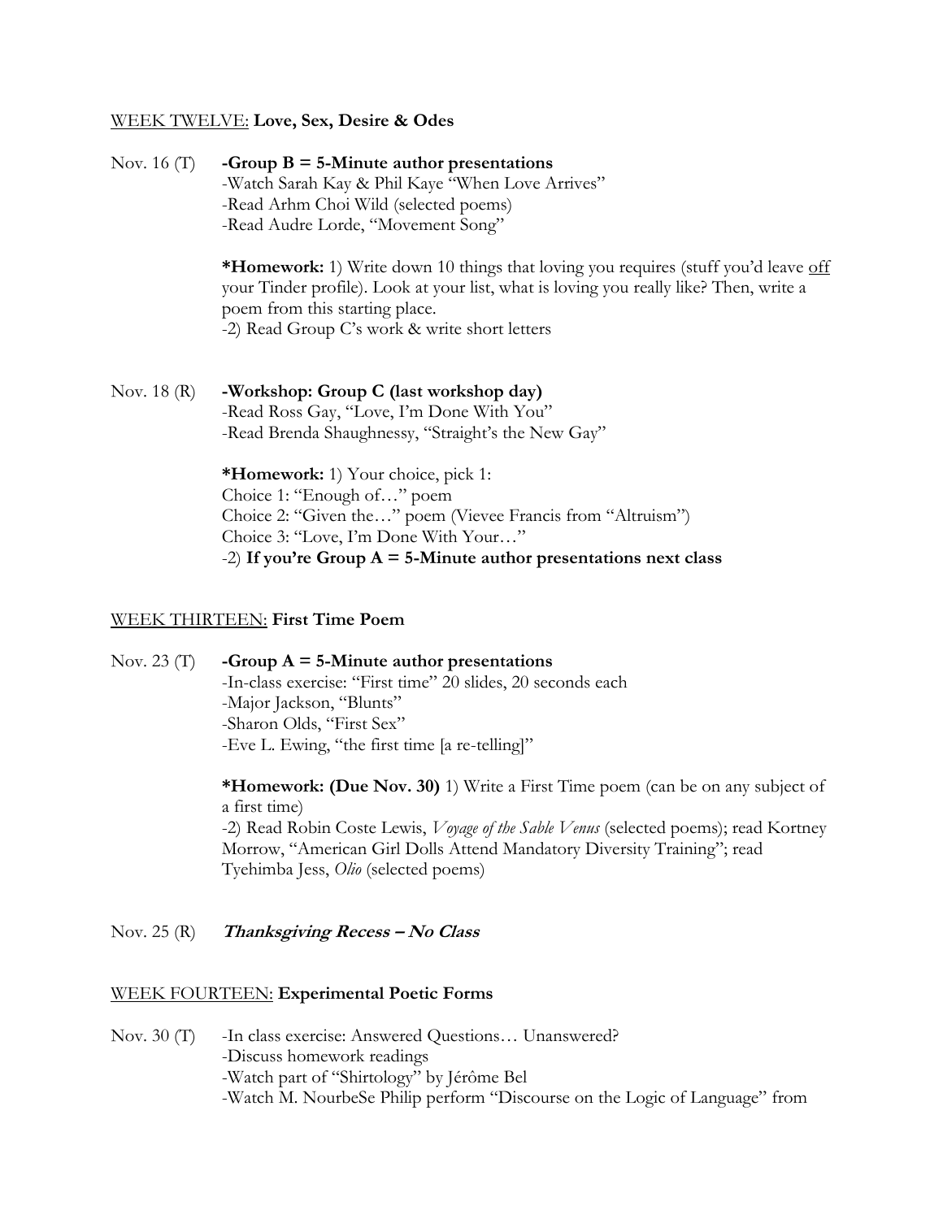<u>WEEK TWELVE:</u> **Love, Sex, Desire & Odes**

Nov. 16 (T) **-Group B = 5-Minute author presentations**
-Watch Sarah Kay & Phil Kaye "When Love Arrives"
-Read Arhm Choi Wild (selected poems)
-Read Audre Lorde, "Movement Song"

**\*Homework:** 1) Write down 10 things that loving you requires (stuff you'd leave <u>off</u> your Tinder profile). Look at your list, what is loving you really like? Then, write a poem from this starting place.
-2) Read Group C's work & write short letters

Nov. 18 (R) **-Workshop: Group C (last workshop day)**
-Read Ross Gay, "Love, I'm Done With You"
-Read Brenda Shaughnessy, "Straight's the New Gay"

**\*Homework:** 1) Your choice, pick 1:
Choice 1: "Enough of…" poem
Choice 2: "Given the…" poem (Vievee Francis from "Altruism")
Choice 3: "Love, I'm Done With Your…"
-2) **If you're Group A = 5-Minute author presentations next class**

<u>WEEK THIRTEEN:</u> **First Time Poem**

Nov. 23 (T) **-Group A = 5-Minute author presentations**
-In-class exercise: "First time" 20 slides, 20 seconds each
-Major Jackson, "Blunts"
-Sharon Olds, "First Sex"
-Eve L. Ewing, "the first time [a re-telling]"

**\*Homework: (Due Nov. 30)** 1) Write a First Time poem (can be on any subject of a first time)
-2) Read Robin Coste Lewis, *Voyage of the Sable Venus* (selected poems); read Kortney Morrow, "American Girl Dolls Attend Mandatory Diversity Training"; read Tyehimba Jess, *Olio* (selected poems)

Nov. 25 (R) ***Thanksgiving Recess – No Class***

<u>WEEK FOURTEEN:</u> **Experimental Poetic Forms**

Nov. 30 (T) -In class exercise: Answered Questions… Unanswered?
-Discuss homework readings
-Watch part of "Shirtology" by Jérôme Bel
-Watch M. NourbeSe Philip perform "Discourse on the Logic of Language" from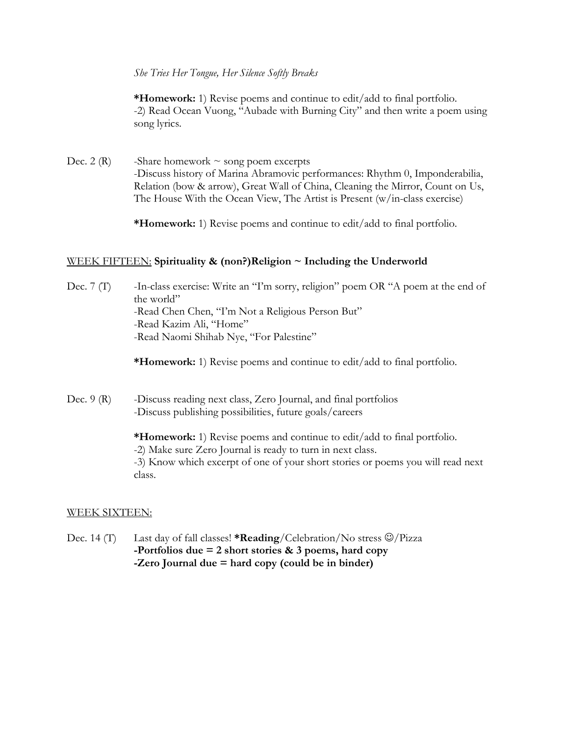*She Tries Her Tongue, Her Silence Softly Breaks*

**\*Homework:** 1) Revise poems and continue to edit/add to final portfolio.
-2) Read Ocean Vuong, "Aubade with Burning City" and then write a poem using song lyrics.

Dec. 2 (R) -Share homework ~ song poem excerpts
-Discuss history of Marina Abramovic performances: Rhythm 0, Imponderabilia, Relation (bow & arrow), Great Wall of China, Cleaning the Mirror, Count on Us, The House With the Ocean View, The Artist is Present (w/in-class exercise)

**\*Homework:** 1) Revise poems and continue to edit/add to final portfolio.

<u>WEEK FIFTEEN:</u> **Spirituality & (non?)Religion ~ Including the Underworld**

Dec. 7 (T) -In-class exercise: Write an "I'm sorry, religion" poem OR "A poem at the end of the world"
-Read Chen Chen, "I'm Not a Religious Person But"
-Read Kazim Ali, "Home"
-Read Naomi Shihab Nye, "For Palestine"

**\*Homework:** 1) Revise poems and continue to edit/add to final portfolio.

Dec. 9 (R) -Discuss reading next class, Zero Journal, and final portfolios
-Discuss publishing possibilities, future goals/careers

**\*Homework:** 1) Revise poems and continue to edit/add to final portfolio.
-2) Make sure Zero Journal is ready to turn in next class.
-3) Know which excerpt of one of your short stories or poems you will read next class.

<u>WEEK SIXTEEN:</u>

Dec. 14 (T) Last day of fall classes! **\*Reading**/Celebration/No stress ☺/Pizza
**-Portfolios due = 2 short stories & 3 poems, hard copy**
**-Zero Journal due = hard copy (could be in binder)**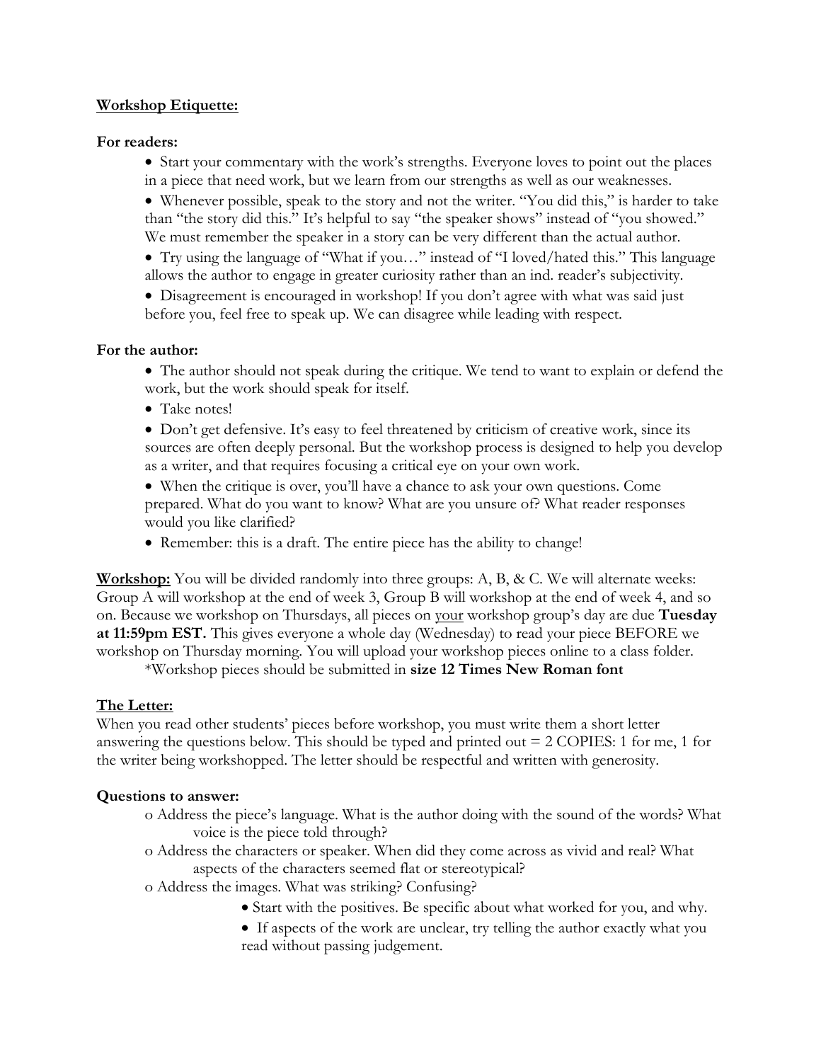**<u>Workshop Etiquette:</u>**

**For readers:**

- Start your commentary with the work's strengths. Everyone loves to point out the places in a piece that need work, but we learn from our strengths as well as our weaknesses.
- Whenever possible, speak to the story and not the writer. "You did this," is harder to take than "the story did this." It's helpful to say "the speaker shows" instead of "you showed." We must remember the speaker in a story can be very different than the actual author.
- Try using the language of "What if you…" instead of "I loved/hated this." This language allows the author to engage in greater curiosity rather than an ind. reader's subjectivity.
- Disagreement is encouraged in workshop! If you don't agree with what was said just before you, feel free to speak up. We can disagree while leading with respect.

**For the author:**

- The author should not speak during the critique. We tend to want to explain or defend the work, but the work should speak for itself.
- Take notes!
- Don't get defensive. It's easy to feel threatened by criticism of creative work, since its sources are often deeply personal. But the workshop process is designed to help you develop as a writer, and that requires focusing a critical eye on your own work.
- When the critique is over, you'll have a chance to ask your own questions. Come prepared. What do you want to know? What are you unsure of? What reader responses would you like clarified?
- Remember: this is a draft. The entire piece has the ability to change!

**<u>Workshop:</u>** You will be divided randomly into three groups: A, B, & C. We will alternate weeks: Group A will workshop at the end of week 3, Group B will workshop at the end of week 4, and so on. Because we workshop on Thursdays, all pieces on <u>your</u> workshop group's day are due **Tuesday at 11:59pm EST.** This gives everyone a whole day (Wednesday) to read your piece BEFORE we workshop on Thursday morning. You will upload your workshop pieces online to a class folder.

*Workshop pieces should be submitted in **size 12 Times New Roman font**

**<u>The Letter:</u>**

When you read other students' pieces before workshop, you must write them a short letter answering the questions below. This should be typed and printed out = 2 COPIES: 1 for me, 1 for the writer being workshopped. The letter should be respectful and written with generosity.

**Questions to answer:**

- Address the piece's language. What is the author doing with the sound of the words? What voice is the piece told through?
- Address the characters or speaker. When did they come across as vivid and real? What aspects of the characters seemed flat or stereotypical?
- Address the images. What was striking? Confusing?
  - Start with the positives. Be specific about what worked for you, and why.
  - If aspects of the work are unclear, try telling the author exactly what you read without passing judgement.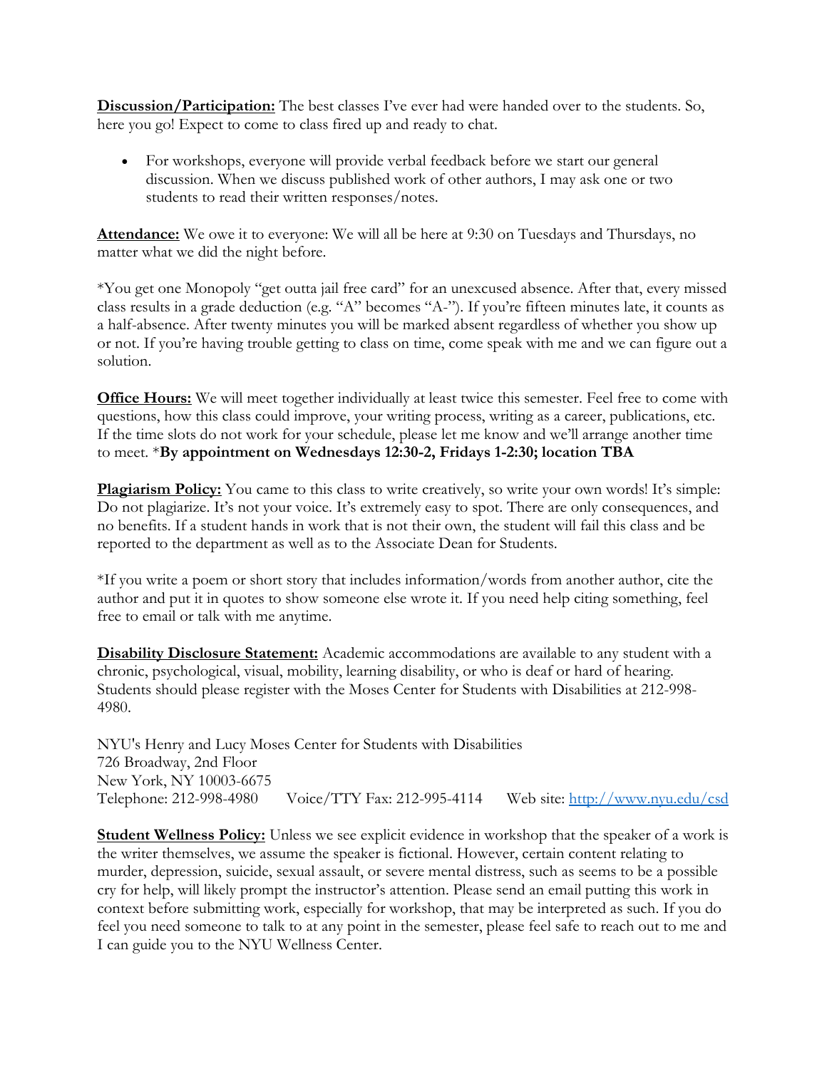**<u>Discussion/Participation:</u>** The best classes I've ever had were handed over to the students. So, here you go! Expect to come to class fired up and ready to chat.

- For workshops, everyone will provide verbal feedback before we start our general discussion. When we discuss published work of other authors, I may ask one or two students to read their written responses/notes.

**<u>Attendance:</u>** We owe it to everyone: We will all be here at 9:30 on Tuesdays and Thursdays, no matter what we did the night before.

*You get one Monopoly "get outta jail free card" for an unexcused absence. After that, every missed class results in a grade deduction (e.g. "A" becomes "A-"). If you're fifteen minutes late, it counts as a half-absence. After twenty minutes you will be marked absent regardless of whether you show up or not. If you're having trouble getting to class on time, come speak with me and we can figure out a solution.

**<u>Office Hours:</u>** We will meet together individually at least twice this semester. Feel free to come with questions, how this class could improve, your writing process, writing as a career, publications, etc. If the time slots do not work for your schedule, please let me know and we'll arrange another time to meet. ***By appointment on Wednesdays 12:30-2, Fridays 1-2:30; location TBA**

**<u>Plagiarism Policy:</u>** You came to this class to write creatively, so write your own words! It's simple: Do not plagiarize. It's not your voice. It's extremely easy to spot. There are only consequences, and no benefits. If a student hands in work that is not their own, the student will fail this class and be reported to the department as well as to the Associate Dean for Students.

*If you write a poem or short story that includes information/words from another author, cite the author and put it in quotes to show someone else wrote it. If you need help citing something, feel free to email or talk with me anytime.

**<u>Disability Disclosure Statement:</u>** Academic accommodations are available to any student with a chronic, psychological, visual, mobility, learning disability, or who is deaf or hard of hearing. Students should please register with the Moses Center for Students with Disabilities at 212-998-4980.

NYU's Henry and Lucy Moses Center for Students with Disabilities
726 Broadway, 2nd Floor
New York, NY 10003-6675
Telephone: 212-998-4980    Voice/TTY Fax: 212-995-4114    Web site: [http://www.nyu.edu/csd](http://www.nyu.edu/csd)

**<u>Student Wellness Policy:</u>** Unless we see explicit evidence in workshop that the speaker of a work is the writer themselves, we assume the speaker is fictional. However, certain content relating to murder, depression, suicide, sexual assault, or severe mental distress, such as seems to be a possible cry for help, will likely prompt the instructor's attention. Please send an email putting this work in context before submitting work, especially for workshop, that may be interpreted as such. If you do feel you need someone to talk to at any point in the semester, please feel safe to reach out to me and I can guide you to the NYU Wellness Center.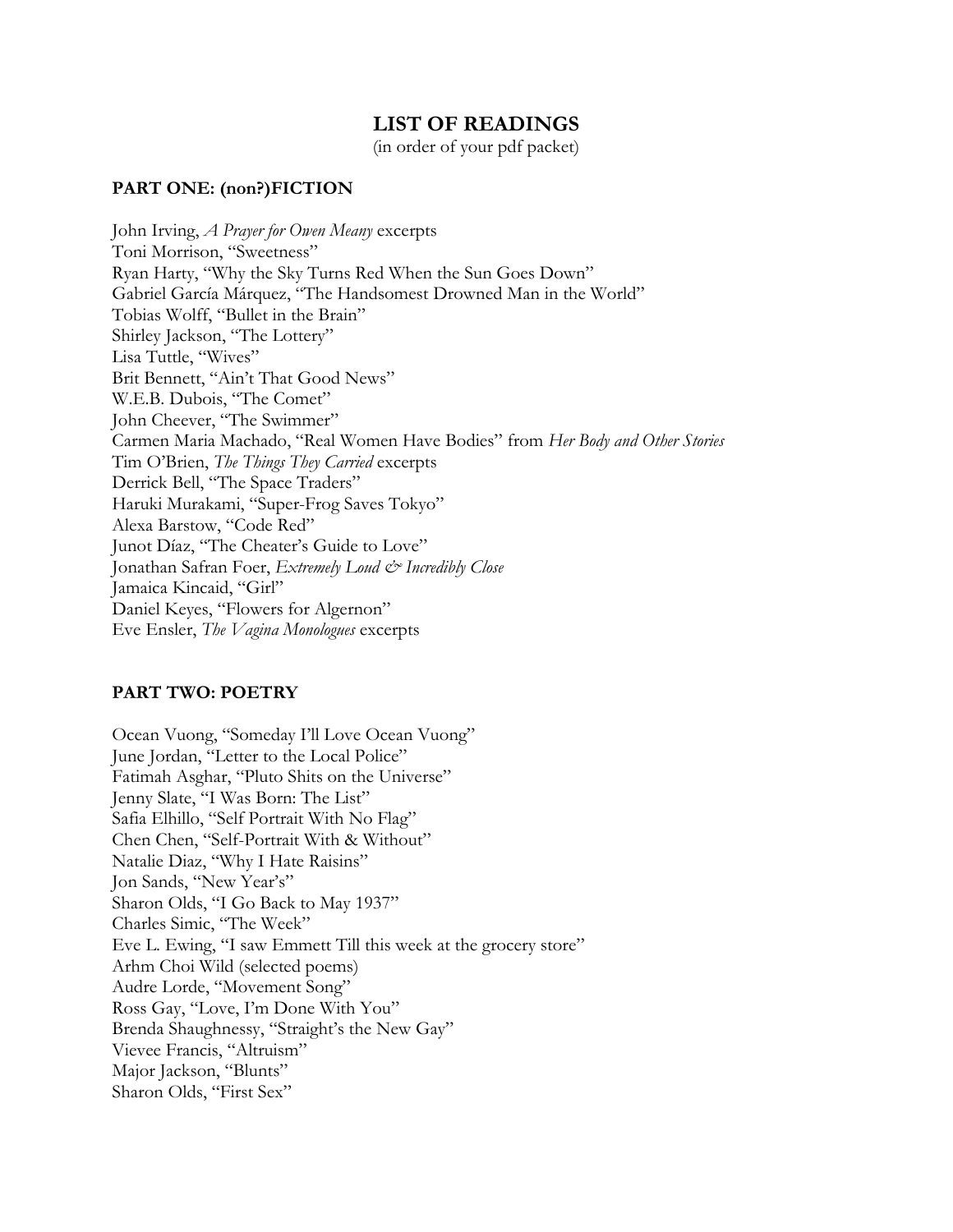# LIST OF READINGS

(in order of your pdf packet)

## PART ONE: (non?)FICTION

John Irving, *A Prayer for Owen Meany* excerpts
Toni Morrison, "Sweetness"
Ryan Harty, "Why the Sky Turns Red When the Sun Goes Down"
Gabriel García Márquez, "The Handsomest Drowned Man in the World"
Tobias Wolff, "Bullet in the Brain"
Shirley Jackson, "The Lottery"
Lisa Tuttle, "Wives"
Brit Bennett, "Ain't That Good News"
W.E.B. Dubois, "The Comet"
John Cheever, "The Swimmer"
Carmen Maria Machado, "Real Women Have Bodies" from *Her Body and Other Stories*
Tim O'Brien, *The Things They Carried* excerpts
Derrick Bell, "The Space Traders"
Haruki Murakami, "Super-Frog Saves Tokyo"
Alexa Barstow, "Code Red"
Junot Díaz, "The Cheater's Guide to Love"
Jonathan Safran Foer, *Extremely Loud & Incredibly Close*
Jamaica Kincaid, "Girl"
Daniel Keyes, "Flowers for Algernon"
Eve Ensler, *The Vagina Monologues* excerpts

## PART TWO: POETRY

Ocean Vuong, "Someday I'll Love Ocean Vuong"
June Jordan, "Letter to the Local Police"
Fatimah Asghar, "Pluto Shits on the Universe"
Jenny Slate, "I Was Born: The List"
Safia Elhillo, "Self Portrait With No Flag"
Chen Chen, "Self-Portrait With & Without"
Natalie Diaz, "Why I Hate Raisins"
Jon Sands, "New Year's"
Sharon Olds, "I Go Back to May 1937"
Charles Simic, "The Week"
Eve L. Ewing, "I saw Emmett Till this week at the grocery store"
Arhm Choi Wild (selected poems)
Audre Lorde, "Movement Song"
Ross Gay, "Love, I'm Done With You"
Brenda Shaughnessy, "Straight's the New Gay"
Vievee Francis, "Altruism"
Major Jackson, "Blunts"
Sharon Olds, "First Sex"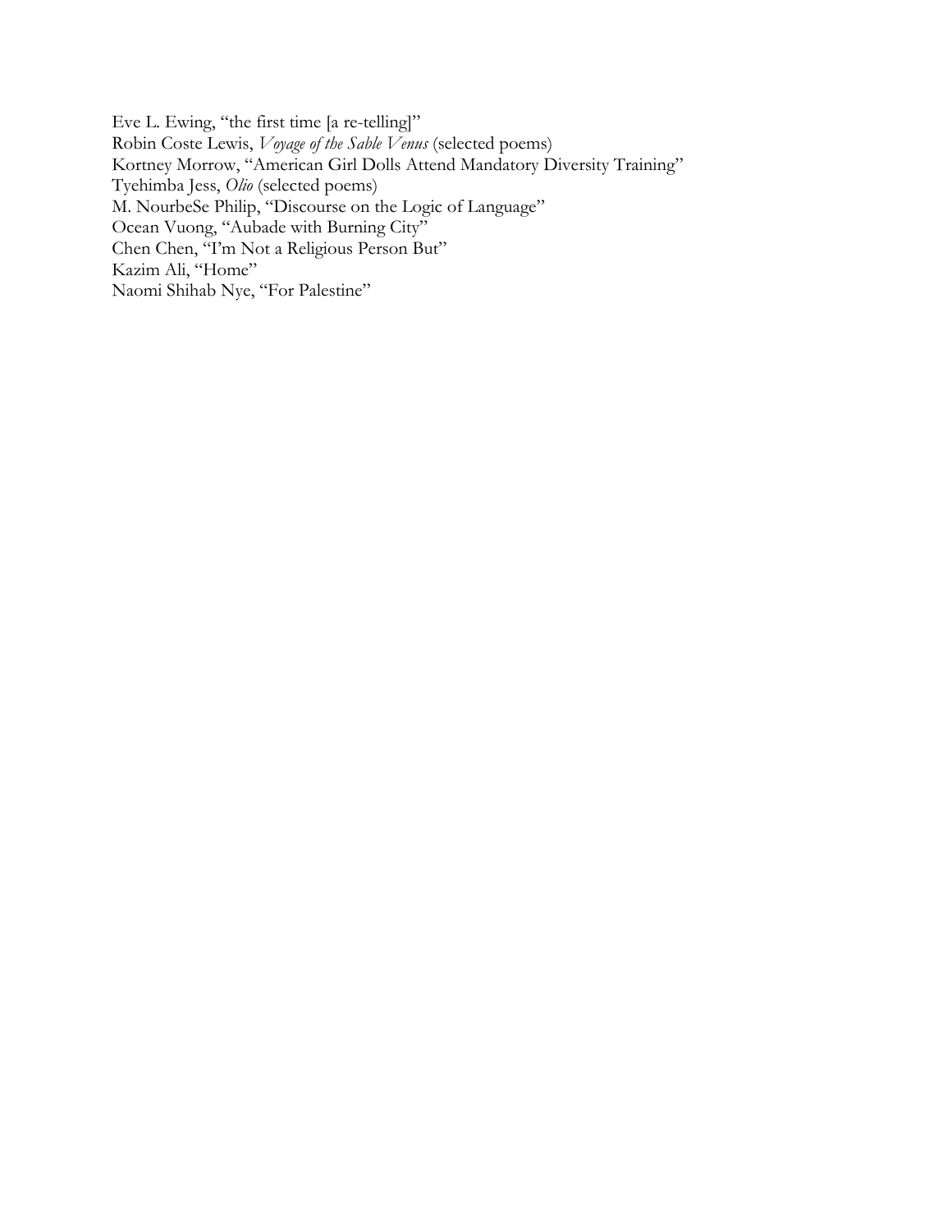Eve L. Ewing, "the first time [a re-telling]"
Robin Coste Lewis, *Voyage of the Sable Venus* (selected poems)
Kortney Morrow, "American Girl Dolls Attend Mandatory Diversity Training"
Tyehimba Jess, *Olio* (selected poems)
M. NourbeSe Philip, "Discourse on the Logic of Language"
Ocean Vuong, "Aubade with Burning City"
Chen Chen, "I'm Not a Religious Person But"
Kazim Ali, "Home"
Naomi Shihab Nye, "For Palestine"